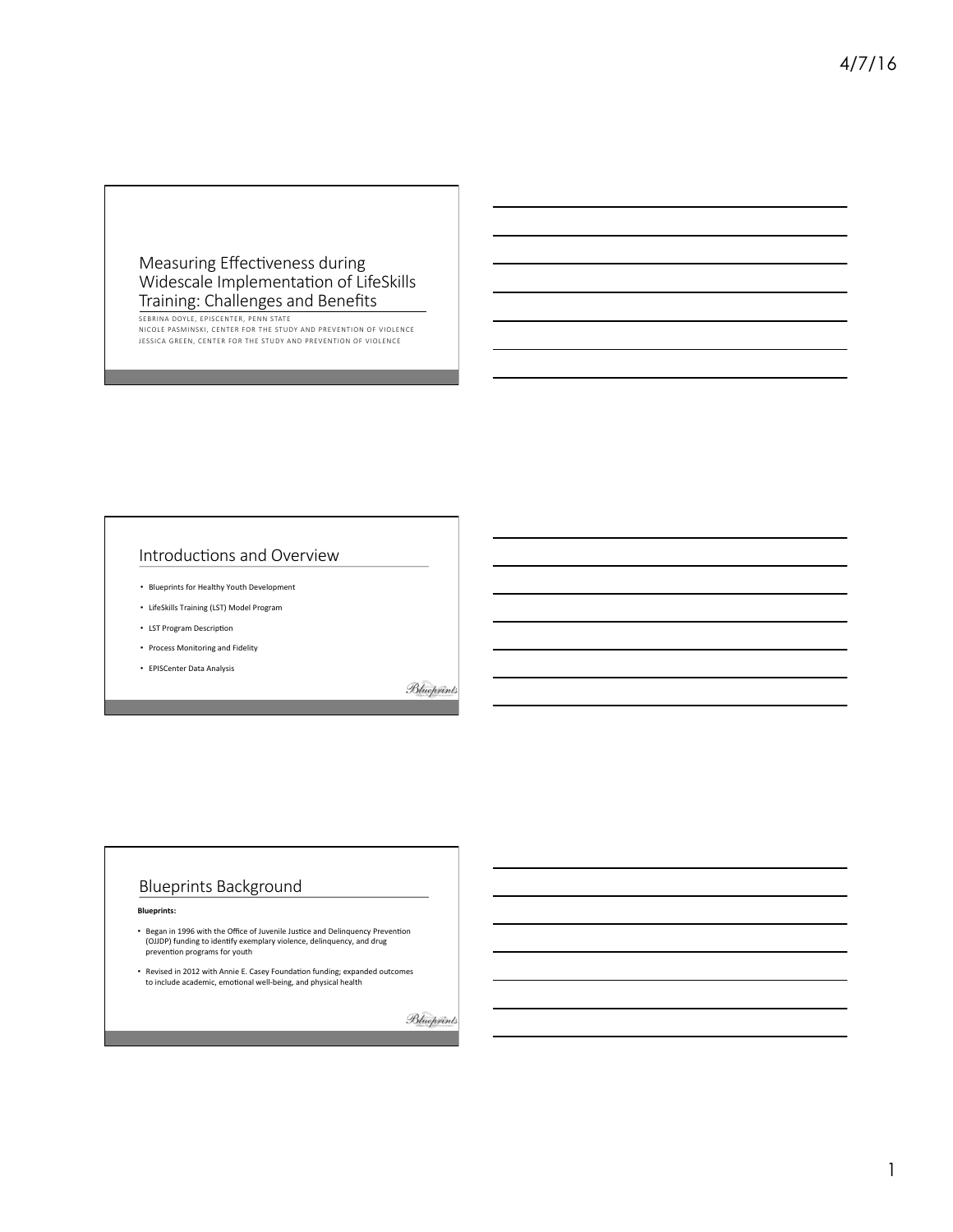# Measuring Effectiveness during Widescale Implementation of LifeSkills Training: Challenges and Benefits

SEBRINA DOYLE, EPISCENTER, PENN STATE
NICOLE PASMINSKI, CENTER FOR THE STUDY AND PREVENTION OF VIOLENCE
JESSICA GREEN, CENTER FOR THE STUDY AND PREVENTION OF VIOLENCE

## Introductions and Overview

- Blueprints for Healthy Youth Development
- LifeSkills Training (LST) Model Program
- LST Program Description
- Process Monitoring and Fidelity
- EPISCenter Data Analysis

## Blueprints Background

**Blueprints:**

- Began in 1996 with the Office of Juvenile Justice and Delinquency Prevention (OJJDP) funding to identify exemplary violence, delinquency, and drug prevention programs for youth
- Revised in 2012 with Annie E. Casey Foundation funding; expanded outcomes to include academic, emotional well-being, and physical health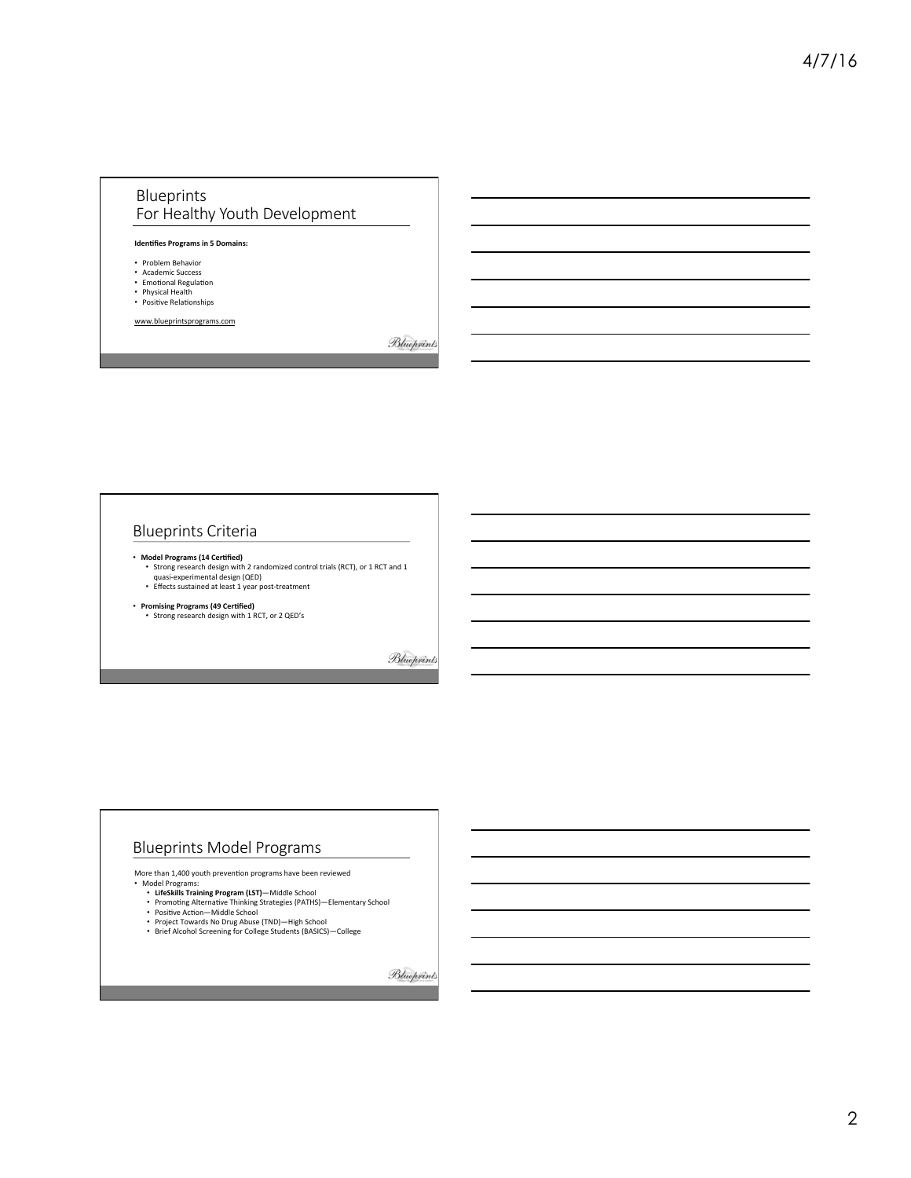## Blueprints For Healthy Youth Development

**Identifies Programs in 5 Domains:**

- Problem Behavior
- Academic Success
- Emotional Regulation
- Physical Health
- Positive Relationships

www.blueprintsprograms.com

## Blueprints Criteria

- **Model Programs (14 Certified)**
  - Strong research design with 2 randomized control trials (RCT), or 1 RCT and 1 quasi-experimental design (QED)
  - Effects sustained at least 1 year post-treatment
- **Promising Programs (49 Certified)**
  - Strong research design with 1 RCT, or 2 QED's

## Blueprints Model Programs

More than 1,400 youth prevention programs have been reviewed

- Model Programs:
  - **LifeSkills Training Program (LST)**—Middle School
  - Promoting Alternative Thinking Strategies (PATHS)—Elementary School
  - Positive Action—Middle School
  - Project Towards No Drug Abuse (TND)—High School
  - Brief Alcohol Screening for College Students (BASICS)—College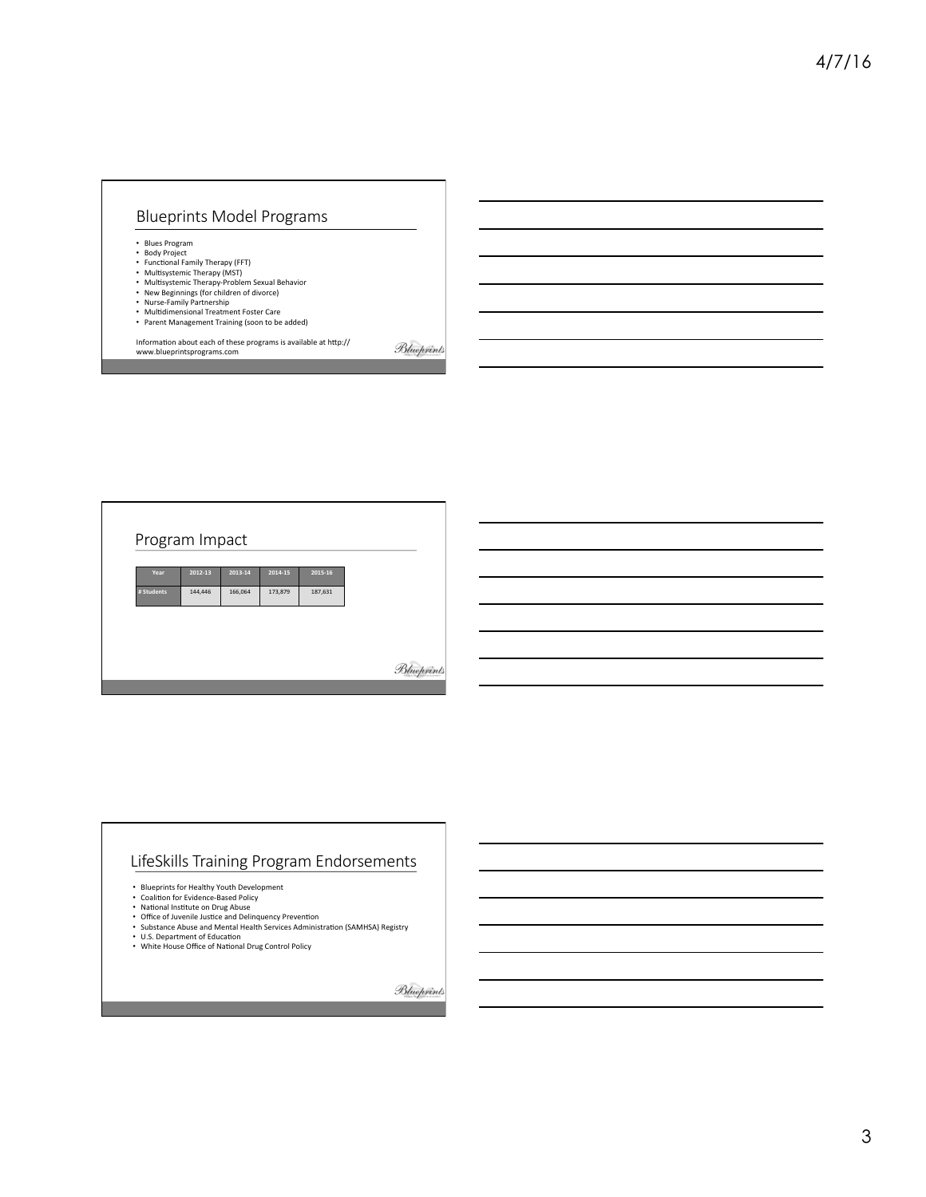## Blueprints Model Programs

- Blues Program
- Body Project
- Functional Family Therapy (FFT)
- Multisystemic Therapy (MST)
- Multisystemic Therapy-Problem Sexual Behavior
- New Beginnings (for children of divorce)
- Nurse-Family Partnership
- Multidimensional Treatment Foster Care
- Parent Management Training (soon to be added)

Information about each of these programs is available at http://www.blueprintsprograms.com

## Program Impact

| Year | 2012-13 | 2013-14 | 2014-15 | 2015-16 |
|---|---|---|---|---|
| # Students | 144,446 | 166,064 | 173,879 | 187,631 |

## LifeSkills Training Program Endorsements

- Blueprints for Healthy Youth Development
- Coalition for Evidence-Based Policy
- National Institute on Drug Abuse
- Office of Juvenile Justice and Delinquency Prevention
- Substance Abuse and Mental Health Services Administration (SAMHSA) Registry
- U.S. Department of Education
- White House Office of National Drug Control Policy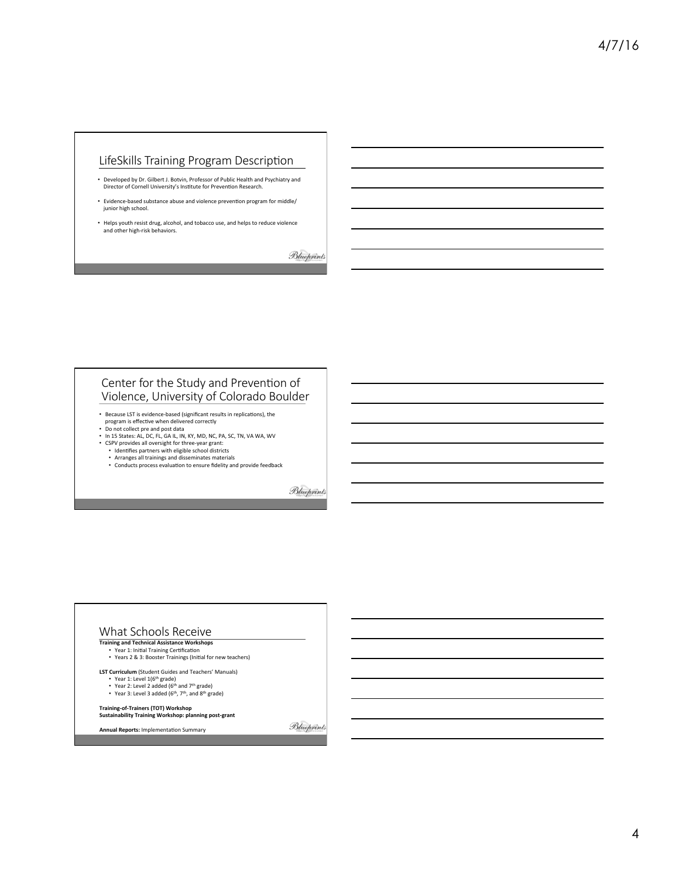## LifeSkills Training Program Description

- Developed by Dr. Gilbert J. Botvin, Professor of Public Health and Psychiatry and Director of Cornell University's Institute for Prevention Research.
- Evidence-based substance abuse and violence prevention program for middle/junior high school.
- Helps youth resist drug, alcohol, and tobacco use, and helps to reduce violence and other high-risk behaviors.

Blueprints

## Center for the Study and Prevention of Violence, University of Colorado Boulder

- Because LST is evidence-based (significant results in replications), the program is effective when delivered correctly
- Do not collect pre and post data
- In 15 States: AL, DC, FL, GA IL, IN, KY, MD, NC, PA, SC, TN, VA WA, WV
- CSPV provides all oversight for three-year grant:
  - Identifies partners with eligible school districts
  - Arranges all trainings and disseminates materials
  - Conducts process evaluation to ensure fidelity and provide feedback

Blueprints

## What Schools Receive

**Training and Technical Assistance Workshops**
- Year 1: Initial Training Certification
- Years 2 & 3: Booster Trainings (Initial for new teachers)

**LST Curriculum** (Student Guides and Teachers' Manuals)
- Year 1: Level 1(6th grade)
- Year 2: Level 2 added (6th and 7th grade)
- Year 3: Level 3 added (6th, 7th, and 8th grade)

**Training-of-Trainers (TOT) Workshop**
**Sustainability Training Workshop: planning post-grant**

**Annual Reports:** Implementation Summary

Blueprints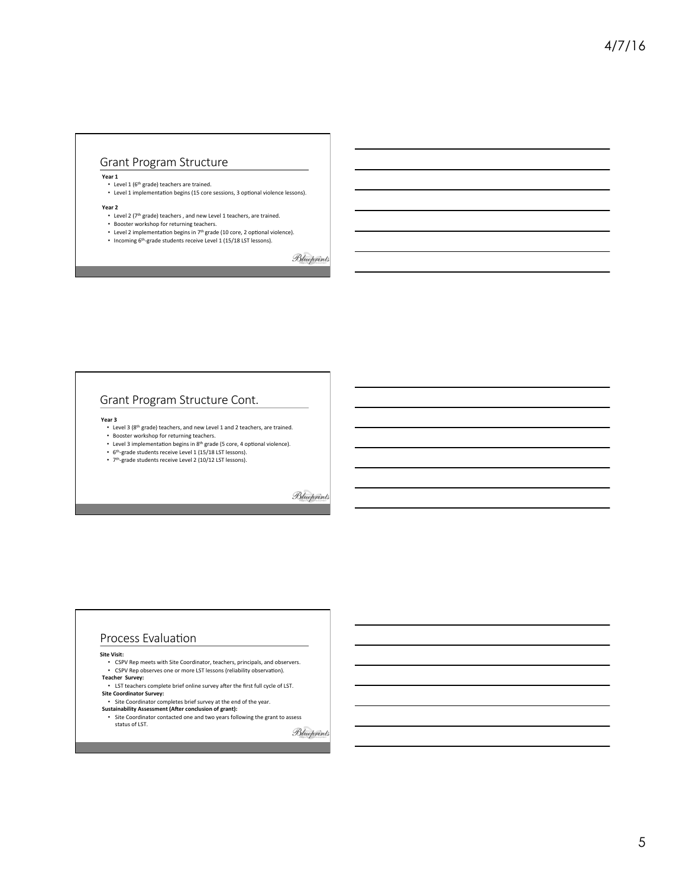## Grant Program Structure

**Year 1**

- Level 1 (6th grade) teachers are trained.
- Level 1 implementation begins (15 core sessions, 3 optional violence lessons).

**Year 2**

- Level 2 (7th grade) teachers , and new Level 1 teachers, are trained.
- Booster workshop for returning teachers.
- Level 2 implementation begins in 7th grade (10 core, 2 optional violence).
- Incoming 6th-grade students receive Level 1 (15/18 LST lessons).

## Grant Program Structure Cont.

**Year 3**

- Level 3 (8th grade) teachers, and new Level 1 and 2 teachers, are trained.
- Booster workshop for returning teachers.
- Level 3 implementation begins in 8th grade (5 core, 4 optional violence).
- 6th-grade students receive Level 1 (15/18 LST lessons).
- 7th-grade students receive Level 2 (10/12 LST lessons).

## Process Evaluation

**Site Visit:**

- CSPV Rep meets with Site Coordinator, teachers, principals, and observers.
- CSPV Rep observes one or more LST lessons (reliability observation).

**Teacher Survey:**

- LST teachers complete brief online survey after the first full cycle of LST.

**Site Coordinator Survey:**

- Site Coordinator completes brief survey at the end of the year.

**Sustainability Assessment (After conclusion of grant):**

- Site Coordinator contacted one and two years following the grant to assess status of LST.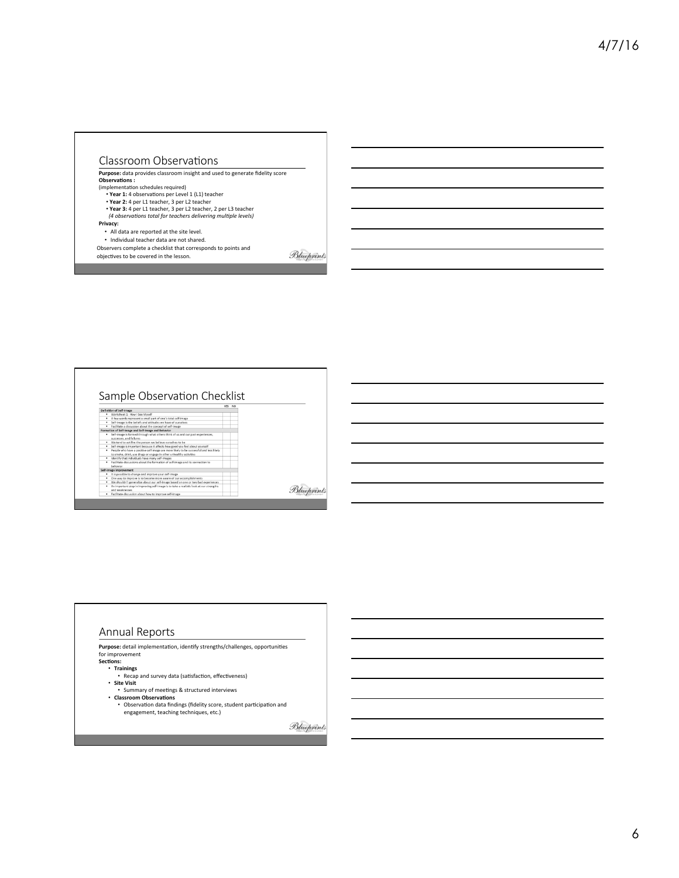## Classroom Observations

**Purpose:** data provides classroom insight and used to generate fidelity score

**Observations :**

(implementation schedules required)

- **Year 1:** 4 observations per Level 1 (L1) teacher
- **Year 2:** 4 per L1 teacher, 3 per L2 teacher
- **Year 3:** 4 per L1 teacher, 3 per L2 teacher, 2 per L3 teacher

*(4 observations total for teachers delivering multiple levels)*

**Privacy:**

- All data are reported at the site level.
- Individual teacher data are not shared.

Observers complete a checklist that corresponds to points and objectives to be covered in the lesson.

## Sample Observation Checklist

| | YES | NO |
|---|---|---|
| **Definition of Self-Image** | | |
| • Worksheet 1: How I See Myself | | |
| • A few words represent a small part of one's total self-image | | |
| • Self-image is the beliefs and attitudes we have of ourselves | | |
| • Facilitate a discussion about the concept of self-image | | |
| **Formation of Self-Image and Self-Image and Behavior** | | |
| • Self-image is formed through what others think of us and our past experiences, successes, and failures | | |
| • We tend to act like the person we believe ourselves to be | | |
| • Self-image is important because it affects how good you feel about yourself | | |
| • People who have a positive self-image are more likely to be successful and less likely to smoke, drink, use drugs or engage in other unhealthy activities | | |
| • Identify that individuals have many self-images | | |
| • Facilitate discussions about the formation of self-image and its connection to behavior | | |
| **Self-Image Improvement** | | |
| • It is possible to change and improve your self-image | | |
| • One way to improve is to become more aware of our accomplishments | | |
| • We shouldn't generalize about our self-image based on one or two bad experiences | | |
| • An important step in improving self-image is to take a realistic look at our strengths and weaknesses | | |
| • Facilitate discussion about how to improve self-image | | |

## Annual Reports

**Purpose:** detail implementation, identify strengths/challenges, opportunities for improvement

**Sections:**

- **Trainings**
  - Recap and survey data (satisfaction, effectiveness)
- **Site Visit**
  - Summary of meetings & structured interviews
- **Classroom Observations**
  - Observation data findings (fidelity score, student participation and engagement, teaching techniques, etc.)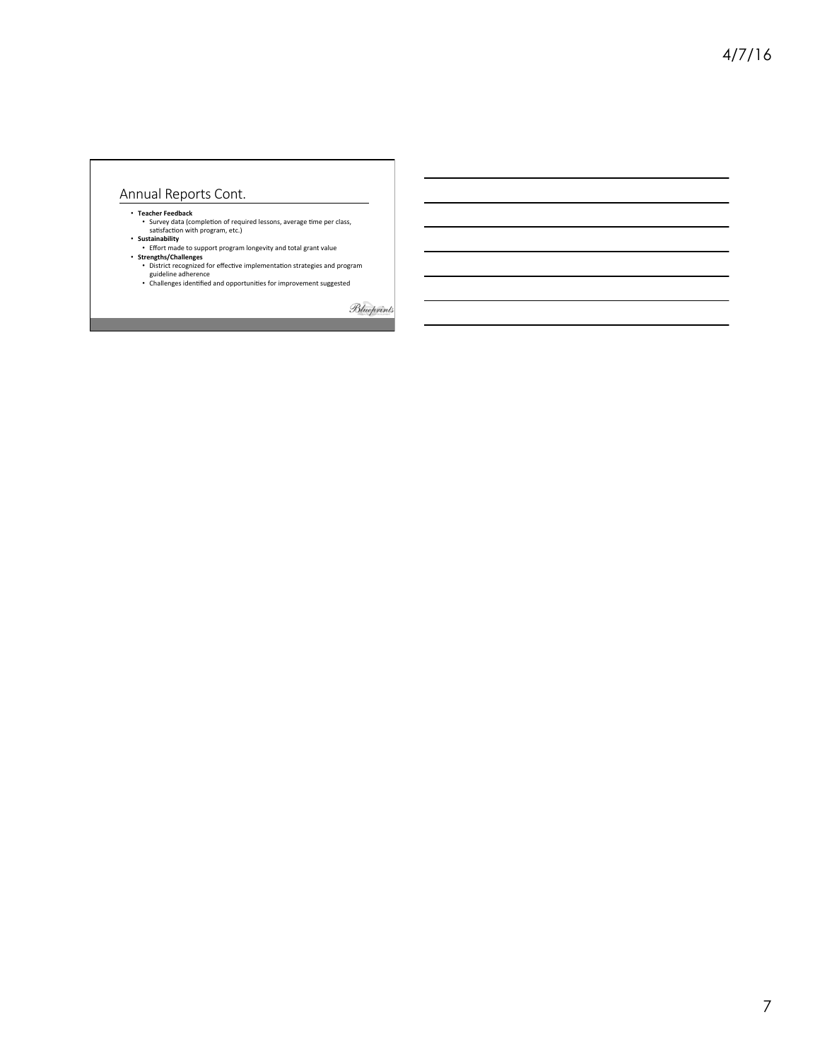## Annual Reports Cont.

- **Teacher Feedback**
  - Survey data (completion of required lessons, average time per class, satisfaction with program, etc.)
- **Sustainability**
  - Effort made to support program longevity and total grant value
- **Strengths/Challenges**
  - District recognized for effective implementation strategies and program guideline adherence
  - Challenges identified and opportunities for improvement suggested

Blueprints